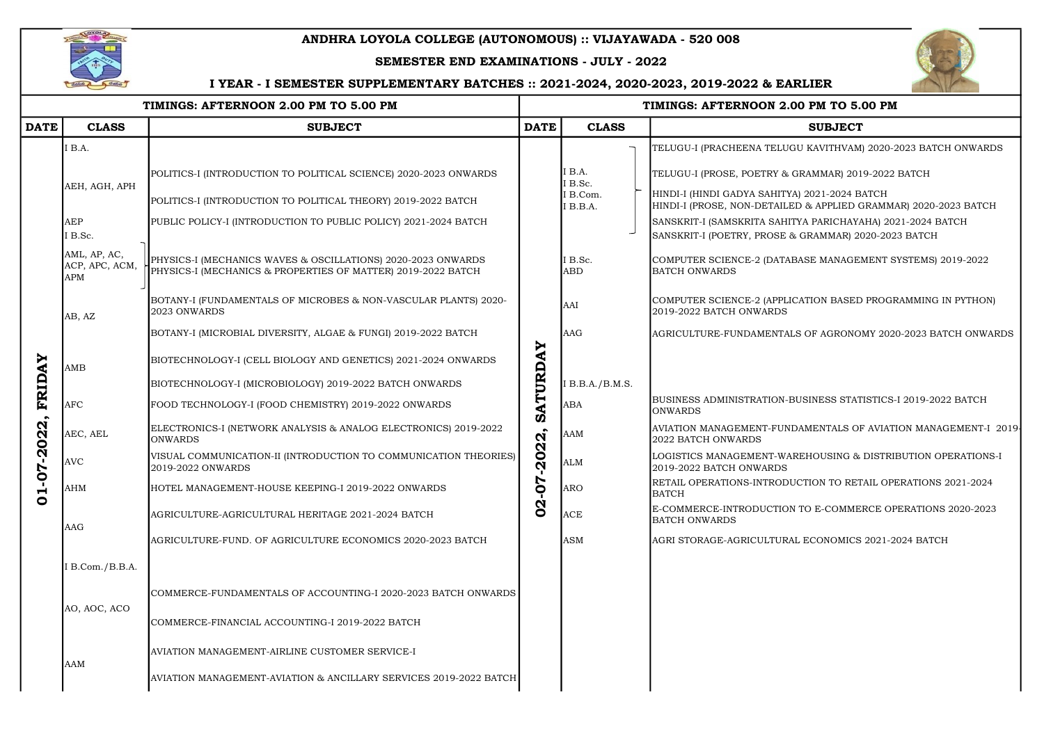# ANDHRA LOYOLA COLLEGE (AUTONOMOUS) :: VIJAYAWADA - 520 008

## SEMESTER END EXAMINATIONS - JULY - 2022

### I YEAR - I SEMESTER SUPPLEMENTARY BATCHES :: 2021-2024, 2020-2023, 2019-2022 & EARLIER

**TIMINGS: AFTERNOON 2.00 PM TO 5.00 PM**

| DATE | CLASS | SUBJECT |
|---|---|---|
| 01-07-2022, FRIDAY | I B.A. | |
| | AEH, AGH, APH | POLITICS-I (INTRODUCTION TO POLITICAL SCIENCE) 2020-2023 ONWARDS |
| | | POLITICS-I (INTRODUCTION TO POLITICAL THEORY) 2019-2022 BATCH |
| | AEP | PUBLIC POLICY-I (INTRODUCTION TO PUBLIC POLICY) 2021-2024 BATCH |
| | I B.Sc. | |
| | AML, AP, AC, ACP, APC, ACM, APM | PHYSICS-I (MECHANICS WAVES & OSCILLATIONS) 2020-2023 ONWARDS |
| | | PHYSICS-I (MECHANICS & PROPERTIES OF MATTER) 2019-2022 BATCH |
| | AB, AZ | BOTANY-I (FUNDAMENTALS OF MICROBES & NON-VASCULAR PLANTS) 2020-2023 ONWARDS |
| | | BOTANY-I (MICROBIAL DIVERSITY, ALGAE & FUNGI) 2019-2022 BATCH |
| | AMB | BIOTECHNOLOGY-I (CELL BIOLOGY AND GENETICS) 2021-2024 ONWARDS |
| | | BIOTECHNOLOGY-I (MICROBIOLOGY) 2019-2022 BATCH ONWARDS |
| | AFC | FOOD TECHNOLOGY-I (FOOD CHEMISTRY) 2019-2022 ONWARDS |
| | AEC, AEL | ELECTRONICS-I (NETWORK ANALYSIS & ANALOG ELECTRONICS) 2019-2022 ONWARDS |
| | AVC | VISUAL COMMUNICATION-II (INTRODUCTION TO COMMUNICATION THEORIES) 2019-2022 ONWARDS |
| | AHM | HOTEL MANAGEMENT-HOUSE KEEPING-I 2019-2022 ONWARDS |
| | AAG | AGRICULTURE-AGRICULTURAL HERITAGE 2021-2024 BATCH |
| | | AGRICULTURE-FUND. OF AGRICULTURE ECONOMICS 2020-2023 BATCH |
| | I B.Com./B.B.A. | |
| | AO, AOC, ACO | COMMERCE-FUNDAMENTALS OF ACCOUNTING-I 2020-2023 BATCH ONWARDS |
| | | COMMERCE-FINANCIAL ACCOUNTING-I 2019-2022 BATCH |
| | AAM | AVIATION MANAGEMENT-AIRLINE CUSTOMER SERVICE-I |
| | | AVIATION MANAGEMENT-AVIATION & ANCILLARY SERVICES 2019-2022 BATCH |

**TIMINGS: AFTERNOON 2.00 PM TO 5.00 PM**

| DATE | CLASS | SUBJECT |
|---|---|---|
| 02-07-2022, SATURDAY | I B.A. / I B.Sc. / I B.Com. / I B.B.A. | TELUGU-I (PRACHEENA TELUGU KAVITHVAM) 2020-2023 BATCH ONWARDS |
| | | TELUGU-I (PROSE, POETRY & GRAMMAR) 2019-2022 BATCH |
| | | HINDI-I (HINDI GADYA SAHITYA) 2021-2024 BATCH |
| | | HINDI-I (PROSE, NON-DETAILED & APPLIED GRAMMAR) 2020-2023 BATCH |
| | | SANSKRIT-I (SAMSKRITA SAHITYA PARICHAYAHA) 2021-2024 BATCH |
| | | SANSKRIT-I (POETRY, PROSE & GRAMMAR) 2020-2023 BATCH |
| | I B.Sc. ABD | COMPUTER SCIENCE-2 (DATABASE MANAGEMENT SYSTEMS) 2019-2022 BATCH ONWARDS |
| | AAI | COMPUTER SCIENCE-2 (APPLICATION BASED PROGRAMMING IN PYTHON) 2019-2022 BATCH ONWARDS |
| | AAG | AGRICULTURE-FUNDAMENTALS OF AGRONOMY 2020-2023 BATCH ONWARDS |
| | I B.B.A./B.M.S. | |
| | ABA | BUSINESS ADMINISTRATION-BUSINESS STATISTICS-I 2019-2022 BATCH ONWARDS |
| | AAM | AVIATION MANAGEMENT-FUNDAMENTALS OF AVIATION MANAGEMENT-I 2019-2022 BATCH ONWARDS |
| | ALM | LOGISTICS MANAGEMENT-WAREHOUSING & DISTRIBUTION OPERATIONS-I 2019-2022 BATCH ONWARDS |
| | ARO | RETAIL OPERATIONS-INTRODUCTION TO RETAIL OPERATIONS 2021-2024 BATCH |
| | ACE | E-COMMERCE-INTRODUCTION TO E-COMMERCE OPERATIONS 2020-2023 BATCH ONWARDS |
| | ASM | AGRI STORAGE-AGRICULTURAL ECONOMICS 2021-2024 BATCH |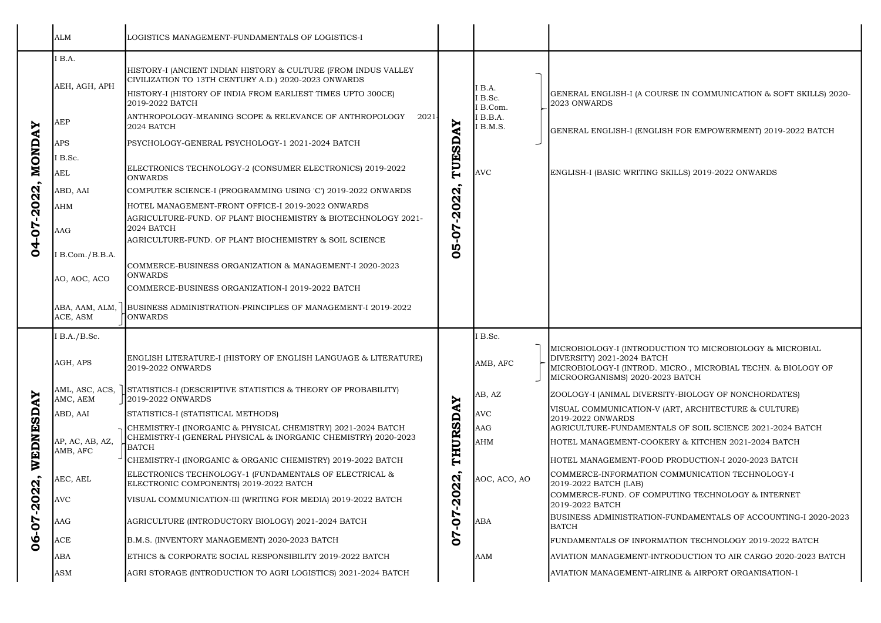| Date | Code | Subject | Date | Code | Subject |
|---|---|---|---|---|---|
| | ALM | LOGISTICS MANAGEMENT-FUNDAMENTALS OF LOGISTICS-I | | | |
| 04-07-2022, MONDAY | I B.A. | | 05-07-2022, TUESDAY | I B.A. I B.Sc. I B.Com. I B.B.A. I B.M.S. | GENERAL ENGLISH-I (A COURSE IN COMMUNICATION & SOFT SKILLS) 2020-2023 ONWARDS |
| | AEH, AGH, APH | HISTORY-I (ANCIENT INDIAN HISTORY & CULTURE (FROM INDUS VALLEY CIVILIZATION TO 13TH CENTURY A.D.) 2020-2023 ONWARDS | | | GENERAL ENGLISH-I (ENGLISH FOR EMPOWERMENT) 2019-2022 BATCH |
| | | HISTORY-I (HISTORY OF INDIA FROM EARLIEST TIMES UPTO 300CE) 2019-2022 BATCH | | AVC | ENGLISH-I (BASIC WRITING SKILLS) 2019-2022 ONWARDS |
| | AEP | ANTHROPOLOGY-MEANING SCOPE & RELEVANCE OF ANTHROPOLOGY 2021-2024 BATCH | | | |
| | APS | PSYCHOLOGY-GENERAL PSYCHOLOGY-1 2021-2024 BATCH | | | |
| | I B.Sc. | | | | |
| | AEL | ELECTRONICS TECHNOLOGY-2 (CONSUMER ELECTRONICS) 2019-2022 ONWARDS | | | |
| | ABD, AAI | COMPUTER SCIENCE-I (PROGRAMMING USING 'C') 2019-2022 ONWARDS | | | |
| | AHM | HOTEL MANAGEMENT-FRONT OFFICE-I 2019-2022 ONWARDS | | | |
| | AAG | AGRICULTURE-FUND. OF PLANT BIOCHEMISTRY & BIOTECHNOLOGY 2021-2024 BATCH | | | |
| | | AGRICULTURE-FUND. OF PLANT BIOCHEMISTRY & SOIL SCIENCE | | | |
| | I B.Com./B.B.A. | | | | |
| | AO, AOC, ACO | COMMERCE-BUSINESS ORGANIZATION & MANAGEMENT-I 2020-2023 ONWARDS | | | |
| | | COMMERCE-BUSINESS ORGANIZATION-I 2019-2022 BATCH | | | |
| | ABA, AAM, ALM, ACE, ASM | BUSINESS ADMINISTRATION-PRINCIPLES OF MANAGEMENT-I 2019-2022 ONWARDS | | | |
| 06-07-2022, WEDNESDAY | I B.A./B.Sc. | | 07-07-2022, THURSDAY | I B.Sc. | |
| | AGH, APS | ENGLISH LITERATURE-I (HISTORY OF ENGLISH LANGUAGE & LITERATURE) 2019-2022 ONWARDS | | AMB, AFC | MICROBIOLOGY-I (INTRODUCTION TO MICROBIOLOGY & MICROBIAL DIVERSITY) 2021-2024 BATCH |
| | | | | | MICROBIOLOGY-I (INTROD. MICRO., MICROBIAL TECHN. & BIOLOGY OF MICROORGANISMS) 2020-2023 BATCH |
| | AML, ASC, ACS, AMC, AEM | STATISTICS-I (DESCRIPTIVE STATISTICS & THEORY OF PROBABILITY) 2019-2022 ONWARDS | | AB, AZ | ZOOLOGY-I (ANIMAL DIVERSITY-BIOLOGY OF NONCHORDATES) |
| | ABD, AAI | STATISTICS-I (STATISTICAL METHODS) | | AVC | VISUAL COMMUNICATION-V (ART, ARCHITECTURE & CULTURE) 2019-2022 ONWARDS |
| | AP, AC, AB, AZ, AMB, AFC | CHEMISTRY-I (INORGANIC & PHYSICAL CHEMISTRY) 2021-2024 BATCH | | AAG | AGRICULTURE-FUNDAMENTALS OF SOIL SCIENCE 2021-2024 BATCH |
| | | CHEMISTRY-I (GENERAL PHYSICAL & INORGANIC CHEMISTRY) 2020-2023 BATCH | | AHM | HOTEL MANAGEMENT-COOKERY & KITCHEN 2021-2024 BATCH |
| | | CHEMISTRY-I (INORGANIC & ORGANIC CHEMISTRY) 2019-2022 BATCH | | | HOTEL MANAGEMENT-FOOD PRODUCTION-I 2020-2023 BATCH |
| | AEC, AEL | ELECTRONICS TECHNOLOGY-1 (FUNDAMENTALS OF ELECTRICAL & ELECTRONIC COMPONENTS) 2019-2022 BATCH | | AOC, ACO, AO | COMMERCE-INFORMATION COMMUNICATION TECHNOLOGY-I 2019-2022 BATCH (LAB) |
| | AVC | VISUAL COMMUNICATION-III (WRITING FOR MEDIA) 2019-2022 BATCH | | | COMMERCE-FUND. OF COMPUTING TECHNOLOGY & INTERNET 2019-2022 BATCH |
| | AAG | AGRICULTURE (INTRODUCTORY BIOLOGY) 2021-2024 BATCH | | ABA | BUSINESS ADMINISTRATION-FUNDAMENTALS OF ACCOUNTING-I 2020-2023 BATCH |
| | ACE | B.M.S. (INVENTORY MANAGEMENT) 2020-2023 BATCH | | | FUNDAMENTALS OF INFORMATION TECHNOLOGY 2019-2022 BATCH |
| | ABA | ETHICS & CORPORATE SOCIAL RESPONSIBILITY 2019-2022 BATCH | | AAM | AVIATION MANAGEMENT-INTRODUCTION TO AIR CARGO 2020-2023 BATCH |
| | ASM | AGRI STORAGE (INTRODUCTION TO AGRI LOGISTICS) 2021-2024 BATCH | | | AVIATION MANAGEMENT-AIRLINE & AIRPORT ORGANISATION-1 |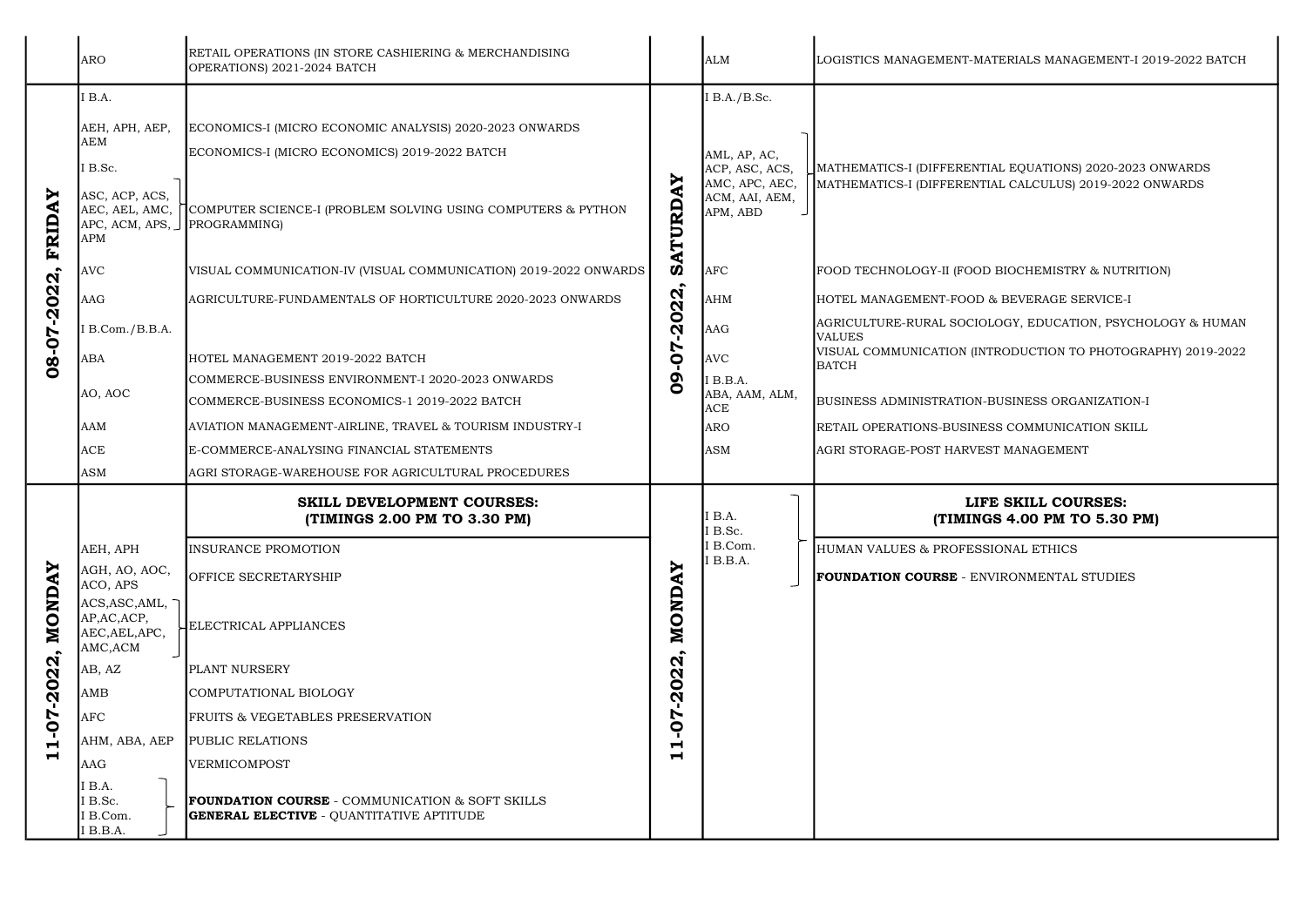| Date | Course Code | Subject | Date | Course Code | Subject |
|---|---|---|---|---|---|
| | ARO | RETAIL OPERATIONS (IN STORE CASHIERING & MERCHANDISING OPERATIONS) 2021-2024 BATCH | | ALM | LOGISTICS MANAGEMENT-MATERIALS MANAGEMENT-I 2019-2022 BATCH |
| 08-07-2022, FRIDAY | I B.A. | | 09-07-2022, SATURDAY | I B.A./B.Sc. | |
| | AEH, APH, AEP, AEM | ECONOMICS-I (MICRO ECONOMIC ANALYSIS) 2020-2023 ONWARDS<br>ECONOMICS-I (MICRO ECONOMICS) 2019-2022 BATCH | | AML, AP, AC, ACP, ASC, ACS, AMC, APC, AEC, ACM, AAI, AEM, APM, ABD | MATHEMATICS-I (DIFFERENTIAL EQUATIONS) 2020-2023 ONWARDS<br>MATHEMATICS-I (DIFFERENTIAL CALCULUS) 2019-2022 ONWARDS |
| | I B.Sc. | | | | |
| | ASC, ACP, ACS, AEC, AEL, AMC, APC, ACM, APS, APM | COMPUTER SCIENCE-I (PROBLEM SOLVING USING COMPUTERS & PYTHON PROGRAMMING) | | | |
| | AVC | VISUAL COMMUNICATION-IV (VISUAL COMMUNICATION) 2019-2022 ONWARDS | | AFC | FOOD TECHNOLOGY-II (FOOD BIOCHEMISTRY & NUTRITION) |
| | AAG | AGRICULTURE-FUNDAMENTALS OF HORTICULTURE 2020-2023 ONWARDS | | AHM | HOTEL MANAGEMENT-FOOD & BEVERAGE SERVICE-I |
| | I B.Com./B.B.A. | | | AAG | AGRICULTURE-RURAL SOCIOLOGY, EDUCATION, PSYCHOLOGY & HUMAN VALUES |
| | ABA | HOTEL MANAGEMENT 2019-2022 BATCH | | AVC | VISUAL COMMUNICATION (INTRODUCTION TO PHOTOGRAPHY) 2019-2022 BATCH |
| | AO, AOC | COMMERCE-BUSINESS ENVIRONMENT-I 2020-2023 ONWARDS<br>COMMERCE-BUSINESS ECONOMICS-1 2019-2022 BATCH | | I B.B.A.<br>ABA, AAM, ALM, ACE | BUSINESS ADMINISTRATION-BUSINESS ORGANIZATION-I |
| | AAM | AVIATION MANAGEMENT-AIRLINE, TRAVEL & TOURISM INDUSTRY-I | | ARO | RETAIL OPERATIONS-BUSINESS COMMUNICATION SKILL |
| | ACE | E-COMMERCE-ANALYSING FINANCIAL STATEMENTS | | ASM | AGRI STORAGE-POST HARVEST MANAGEMENT |
| | ASM | AGRI STORAGE-WAREHOUSE FOR AGRICULTURAL PROCEDURES | | | |
| 11-07-2022, MONDAY | | **SKILL DEVELOPMENT COURSES: (TIMINGS 2.00 PM TO 3.30 PM)** | 11-07-2022, MONDAY | I B.A.<br>I B.Sc.<br>I B.Com.<br>I B.B.A. | **LIFE SKILL COURSES: (TIMINGS 4.00 PM TO 5.30 PM)** |
| | AEH, APH | INSURANCE PROMOTION | | | HUMAN VALUES & PROFESSIONAL ETHICS |
| | AGH, AO, AOC, ACO, APS | OFFICE SECRETARYSHIP | | | **FOUNDATION COURSE** - ENVIRONMENTAL STUDIES |
| | ACS,ASC,AML, AP,AC,ACP, AEC,AEL,APC, AMC,ACM | ELECTRICAL APPLIANCES | | | |
| | AB, AZ | PLANT NURSERY | | | |
| | AMB | COMPUTATIONAL BIOLOGY | | | |
| | AFC | FRUITS & VEGETABLES PRESERVATION | | | |
| | AHM, ABA, AEP | PUBLIC RELATIONS | | | |
| | AAG | VERMICOMPOST | | | |
| | I B.A.<br>I B.Sc.<br>I B.Com.<br>I B.B.A. | **FOUNDATION COURSE** - COMMUNICATION & SOFT SKILLS<br>**GENERAL ELECTIVE** - QUANTITATIVE APTITUDE | | | |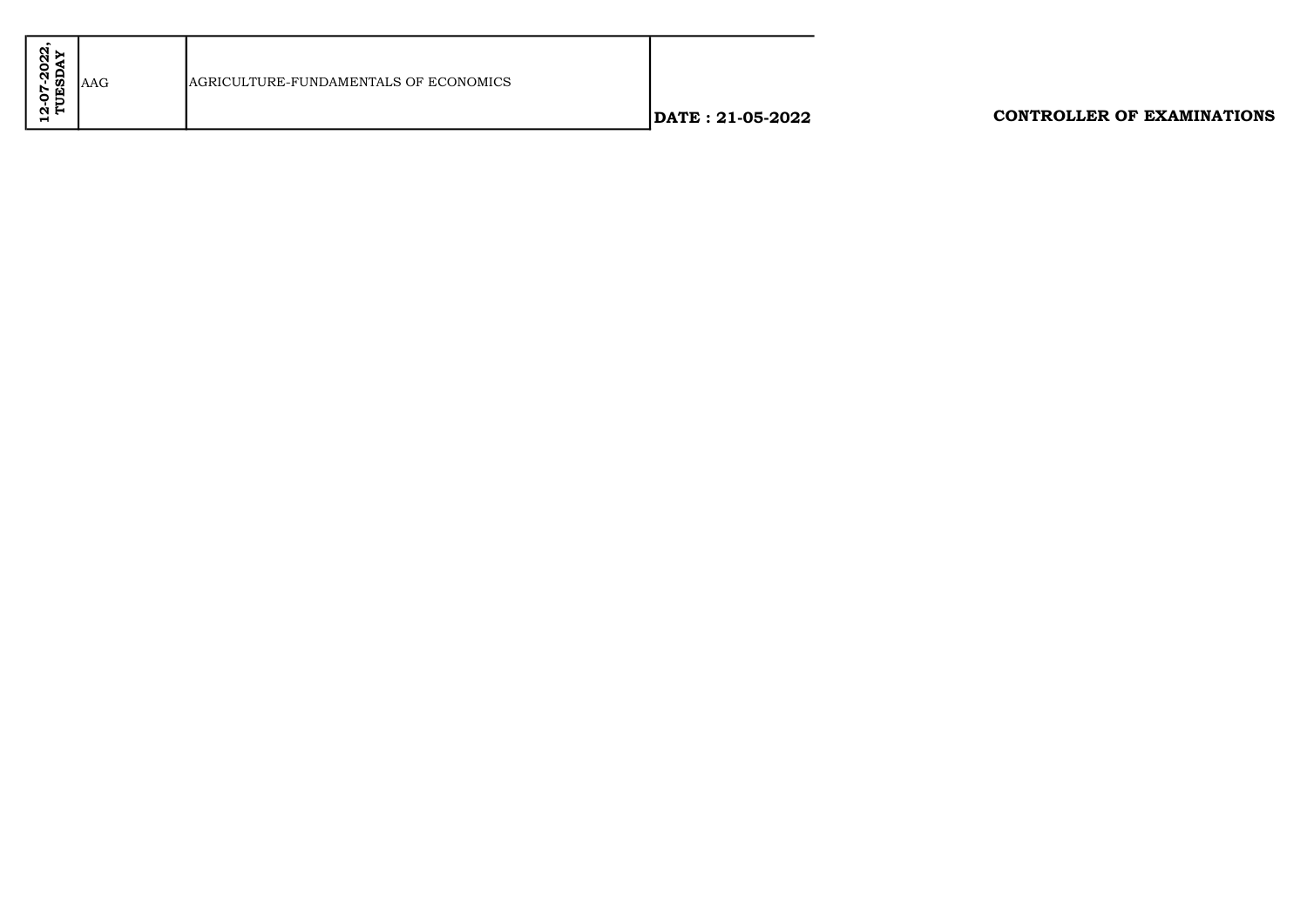| | | | |
|---|---|---|---|
| 12-07-2022, TUESDAY | AAG | AGRICULTURE-FUNDAMENTALS OF ECONOMICS | |

**DATE : 21-05-2022**

**CONTROLLER OF EXAMINATIONS**